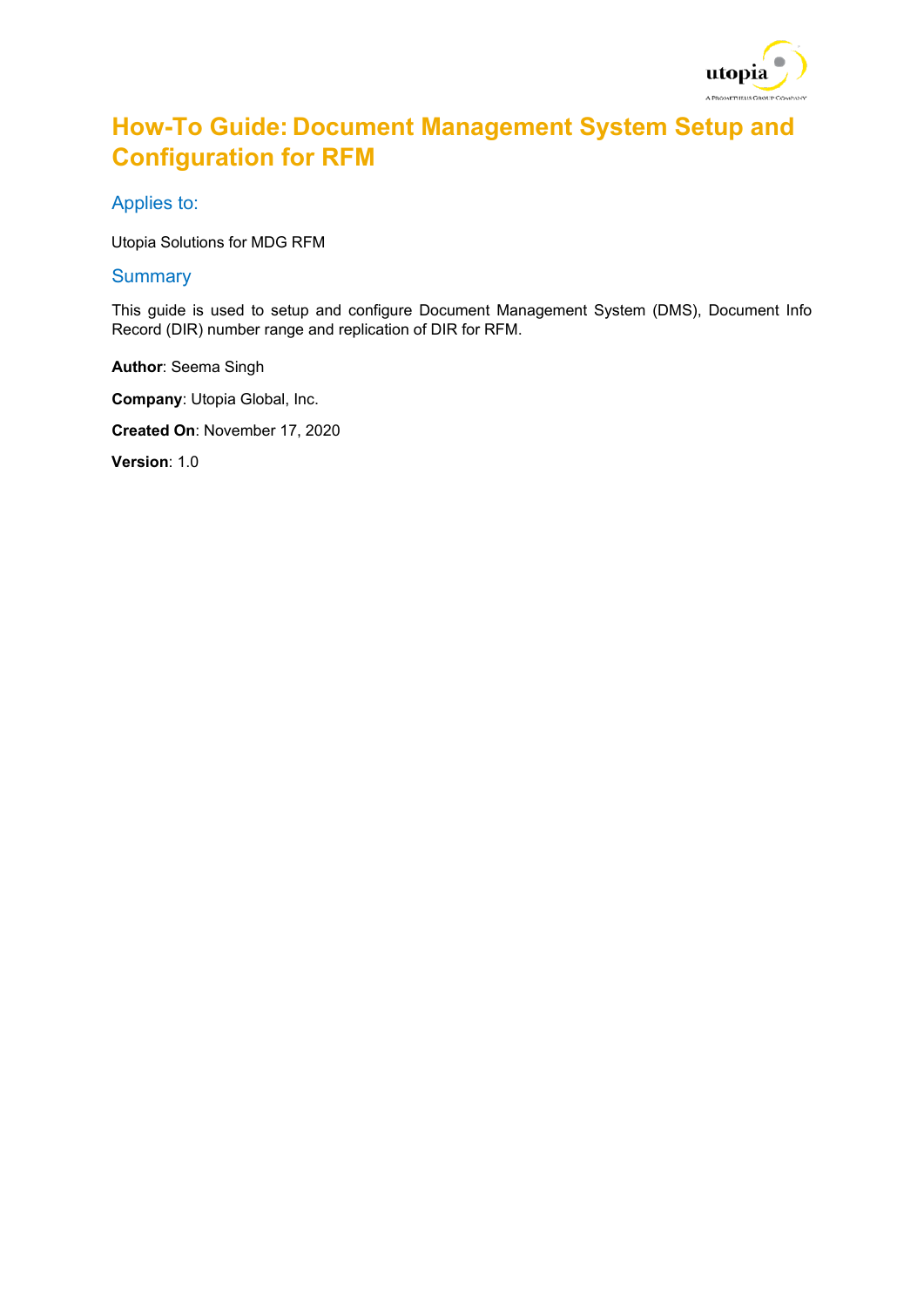# How-To Guide: Document Management System Setup and Configuration for RFM

## Applies to:

Utopia Solutions for MDG RFM

## Summary

This guide is used to setup and configure Document Management System (DMS), Document Info Record (DIR) number range and replication of DIR for RFM.

**Author**: Seema Singh

**Company**: Utopia Global, Inc.

**Created On**: November 17, 2020

**Version**: 1.0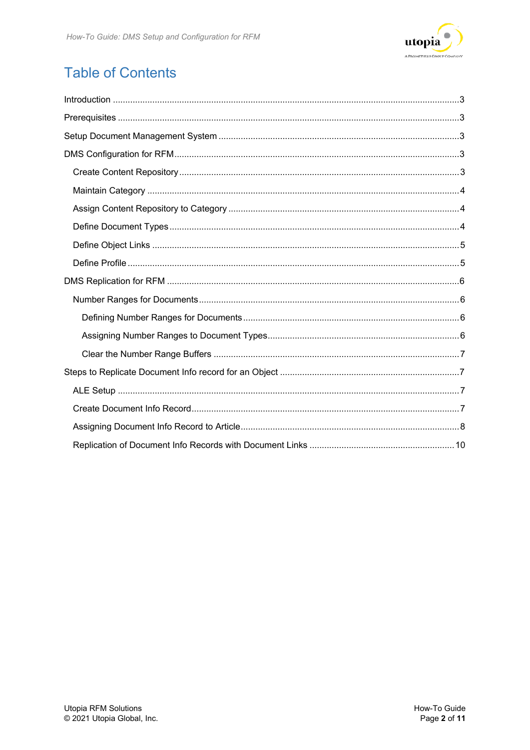# Table of Contents

- Introduction ..... 3
- Prerequisites ..... 3
- Setup Document Management System ..... 3
- DMS Configuration for RFM ..... 3
  - Create Content Repository ..... 3
  - Maintain Category ..... 4
  - Assign Content Repository to Category ..... 4
  - Define Document Types ..... 4
  - Define Object Links ..... 5
  - Define Profile ..... 5
- DMS Replication for RFM ..... 6
  - Number Ranges for Documents ..... 6
    - Defining Number Ranges for Documents ..... 6
    - Assigning Number Ranges to Document Types ..... 6
    - Clear the Number Range Buffers ..... 7
- Steps to Replicate Document Info record for an Object ..... 7
  - ALE Setup ..... 7
  - Create Document Info Record ..... 7
  - Assigning Document Info Record to Article ..... 8
  - Replication of Document Info Records with Document Links ..... 10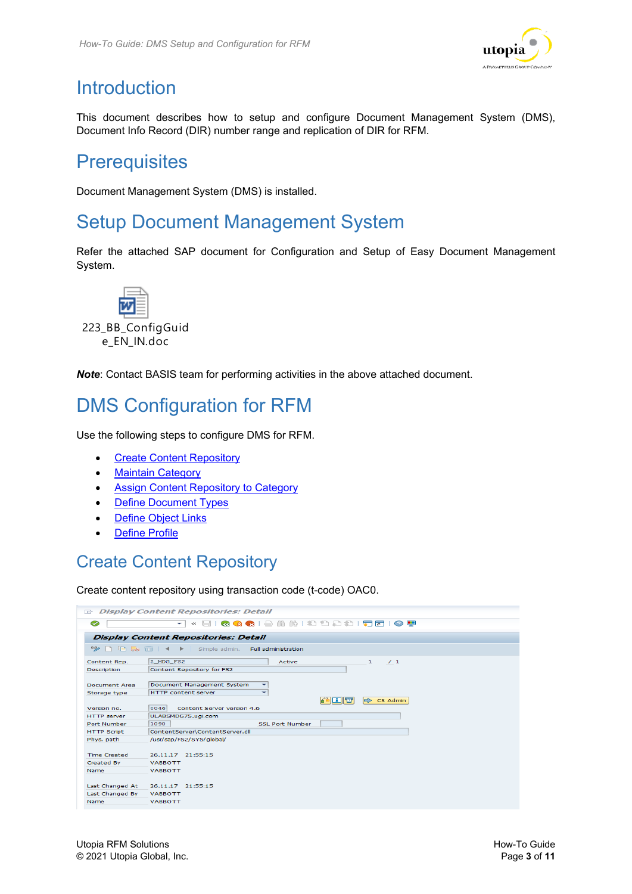# Introduction

This document describes how to setup and configure Document Management System (DMS), Document Info Record (DIR) number range and replication of DIR for RFM.

# Prerequisites

Document Management System (DMS) is installed.

# Setup Document Management System

Refer the attached SAP document for Configuration and Setup of Easy Document Management System.

223_BB_ConfigGuide_EN_IN.doc

***Note***: Contact BASIS team for performing activities in the above attached document.

# DMS Configuration for RFM

Use the following steps to configure DMS for RFM.

- [Create Content Repository](#)
- [Maintain Category](#)
- [Assign Content Repository to Category](#)
- [Define Document Types](#)
- [Define Object Links](#)
- [Define Profile](#)

## Create Content Repository

Create content repository using transaction code (t-code) OAC0.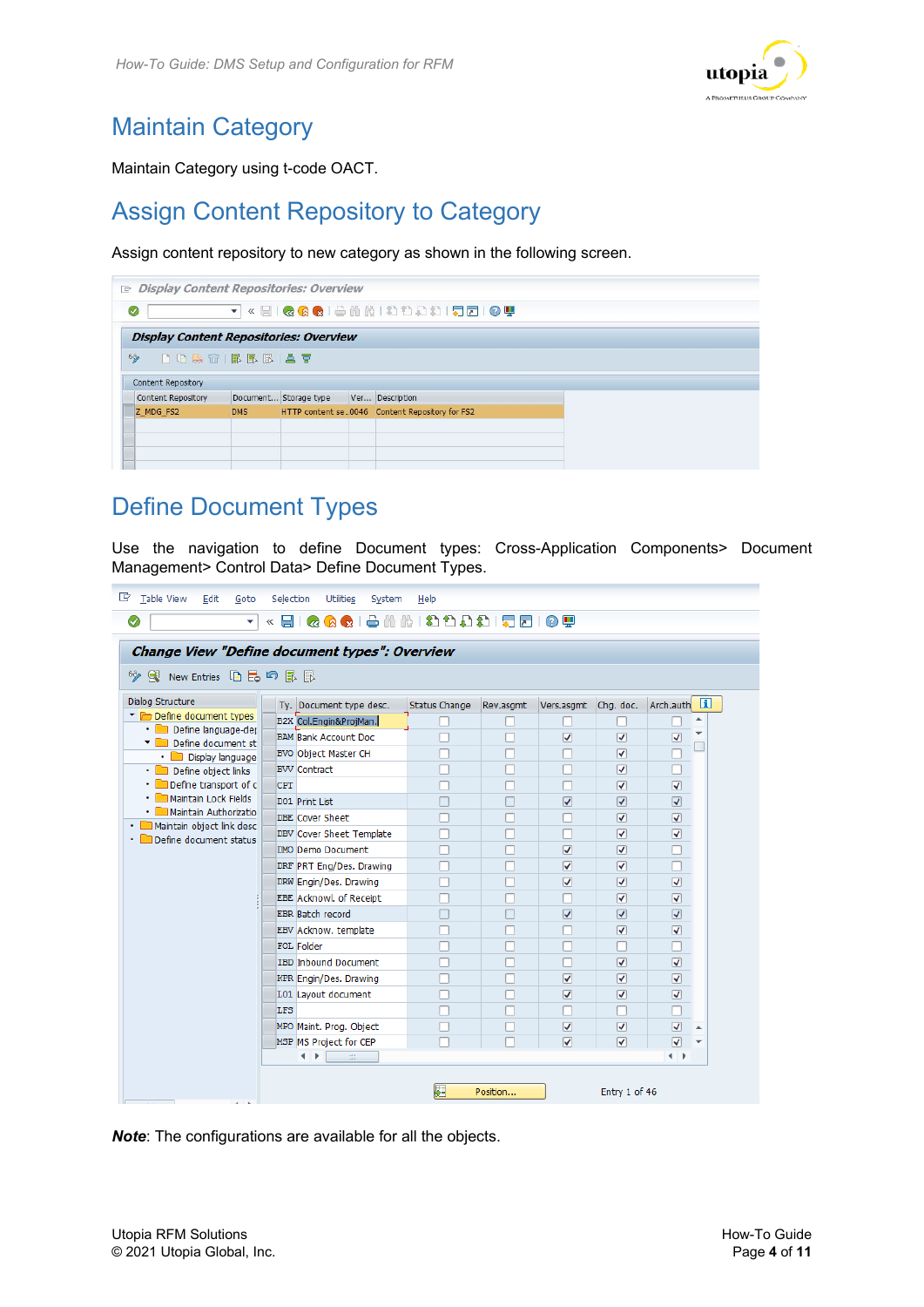## Maintain Category

Maintain Category using t-code OACT.

## Assign Content Repository to Category

Assign content repository to new category as shown in the following screen.

## Define Document Types

Use the navigation to define Document types: Cross-Application Components> Document Management> Control Data> Define Document Types.

***Note***: The configurations are available for all the objects.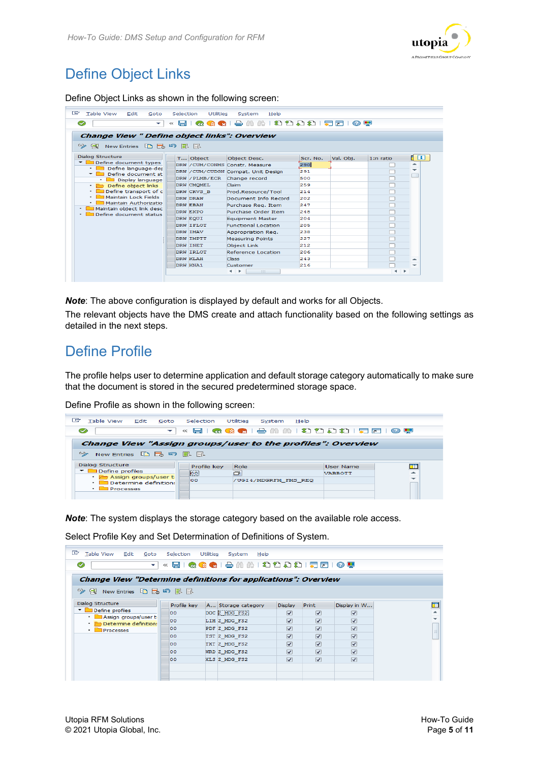# Define Object Links

Define Object Links as shown in the following screen:

| T... | Object | Object Desc. | Scr. No. | Val. Obj. | 1:n ratio |
|---|---|---|---|---|---|
| DRW | /CUM/CONMS | Constr. Measure | 290 | | ☐ |
| DRW | /CUM/CUDGN | Compat. Unit Design | 291 | | ☐ |
| DRW | /PLMB/ECR | Change record | 500 | | ☐ |
| DRW | CMQMEL | Claim | 259 | | ☐ |
| DRW | CRVS_B | Prod.Resource/Tool | 214 | | ☐ |
| DRW | DRAW | Document Info Record | 202 | | ☐ |
| DRW | EBAN | Purchase Req. Item | 247 | | ☐ |
| DRW | EKPO | Purchase Order Item | 248 | | ☐ |
| DRW | EQUI | Equipment Master | 204 | | ☐ |
| DRW | IFLOT | Functional Location | 205 | | ☐ |
| DRW | IMAV | Appropriation Req. | 238 | | ☐ |
| DRW | IMPTT | Measuring Points | 227 | | ☐ |
| DRW | INET | Object Link | 212 | | ☐ |
| DRW | IRLOT | Reference Location | 206 | | ☐ |
| DRW | KLAH | Class | 243 | | ☐ |
| DRW | KNA1 | Customer | 216 | | ☐ |

***Note***: The above configuration is displayed by default and works for all Objects.

The relevant objects have the DMS create and attach functionality based on the following settings as detailed in the next steps.

# Define Profile

The profile helps user to determine application and default storage category automatically to make sure that the document is stored in the secured predetermined storage space.

Define Profile as shown in the following screen:

| Profile key | Role | User Name |
|---|---|---|
| 00 | | VABBOTT |
| 00 | /UGI4/MDGRFM_FMS_REQ | |

***Note***: The system displays the storage category based on the available role access.

Select Profile Key and Set Determination of Definitions of System.

| Profile key | A... | Storage category | Display | Print | Display in W... |
|---|---|---|---|---|---|
| 00 | DOC | Z_MDG_FS2 | ☑ | ☑ | ☑ |
| 00 | LIM | Z_MDG_FS2 | ☑ | ☑ | ☑ |
| 00 | PDF | Z_MDG_FS2 | ☑ | ☑ | ☑ |
| 00 | TST | Z_MDG_FS2 | ☑ | ☑ | ☑ |
| 00 | TXT | Z_MDG_FS2 | ☑ | ☑ | ☑ |
| 00 | WRD | Z_MDG_FS2 | ☑ | ☑ | ☑ |
| 00 | XLS | Z_MDG_FS2 | ☑ | ☑ | ☑ |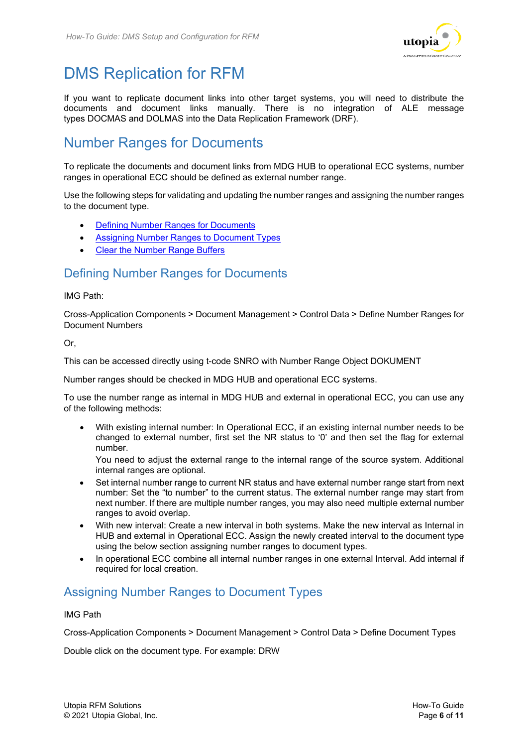# DMS Replication for RFM

If you want to replicate document links into other target systems, you will need to distribute the documents and document links manually. There is no integration of ALE message types DOCMAS and DOLMAS into the Data Replication Framework (DRF).

# Number Ranges for Documents

To replicate the documents and document links from MDG HUB to operational ECC systems, number ranges in operational ECC should be defined as external number range.

Use the following steps for validating and updating the number ranges and assigning the number ranges to the document type.

- Defining Number Ranges for Documents
- Assigning Number Ranges to Document Types
- Clear the Number Range Buffers

## Defining Number Ranges for Documents

IMG Path:

Cross-Application Components > Document Management > Control Data > Define Number Ranges for Document Numbers

Or,

This can be accessed directly using t-code SNRO with Number Range Object DOKUMENT

Number ranges should be checked in MDG HUB and operational ECC systems.

To use the number range as internal in MDG HUB and external in operational ECC, you can use any of the following methods:

- With existing internal number: In Operational ECC, if an existing internal number needs to be changed to external number, first set the NR status to '0' and then set the flag for external number.
  You need to adjust the external range to the internal range of the source system. Additional internal ranges are optional.
- Set internal number range to current NR status and have external number range start from next number: Set the "to number" to the current status. The external number range may start from next number. If there are multiple number ranges, you may also need multiple external number ranges to avoid overlap.
- With new interval: Create a new interval in both systems. Make the new interval as Internal in HUB and external in Operational ECC. Assign the newly created interval to the document type using the below section assigning number ranges to document types.
- In operational ECC combine all internal number ranges in one external Interval. Add internal if required for local creation.

## Assigning Number Ranges to Document Types

IMG Path

Cross-Application Components > Document Management > Control Data > Define Document Types

Double click on the document type. For example: DRW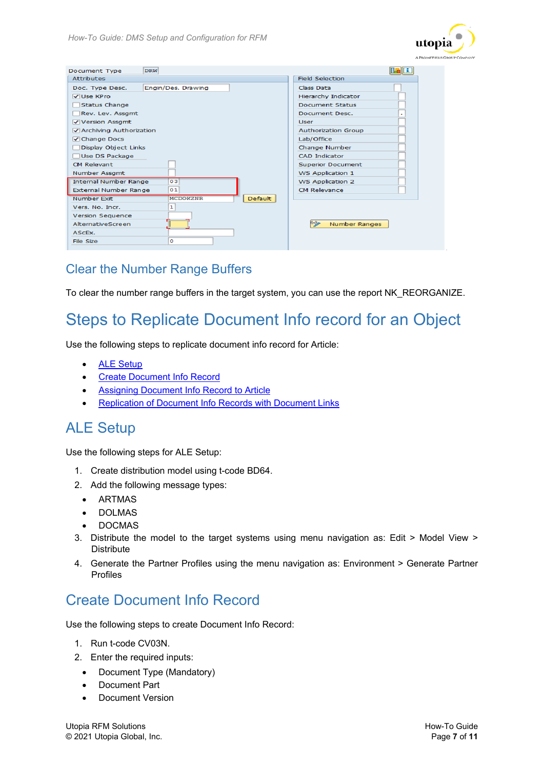## Clear the Number Range Buffers

To clear the number range buffers in the target system, you can use the report NK_REORGANIZE.

# Steps to Replicate Document Info record for an Object

Use the following steps to replicate document info record for Article:

- ALE Setup
- Create Document Info Record
- Assigning Document Info Record to Article
- Replication of Document Info Records with Document Links

## ALE Setup

Use the following steps for ALE Setup:

1. Create distribution model using t-code BD64.
2. Add the following message types:
   - ARTMAS
   - DOLMAS
   - DOCMAS
3. Distribute the model to the target systems using menu navigation as: Edit > Model View > Distribute
4. Generate the Partner Profiles using the menu navigation as: Environment > Generate Partner Profiles

## Create Document Info Record

Use the following steps to create Document Info Record:

1. Run t-code CV03N.
2. Enter the required inputs:
   - Document Type (Mandatory)
   - Document Part
   - Document Version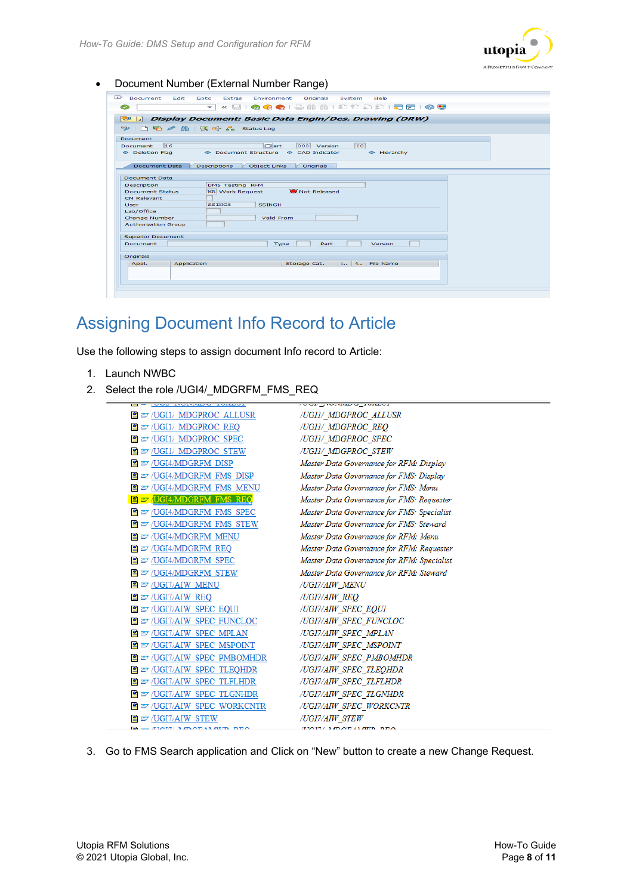- Document Number (External Number Range)

# Assigning Document Info Record to Article

Use the following steps to assign document Info record to Article:

1. Launch NWBC
2. Select the role /UGI4/_MDGRFM_FMS_REQ
3. Go to FMS Search application and Click on "New" button to create a new Change Request.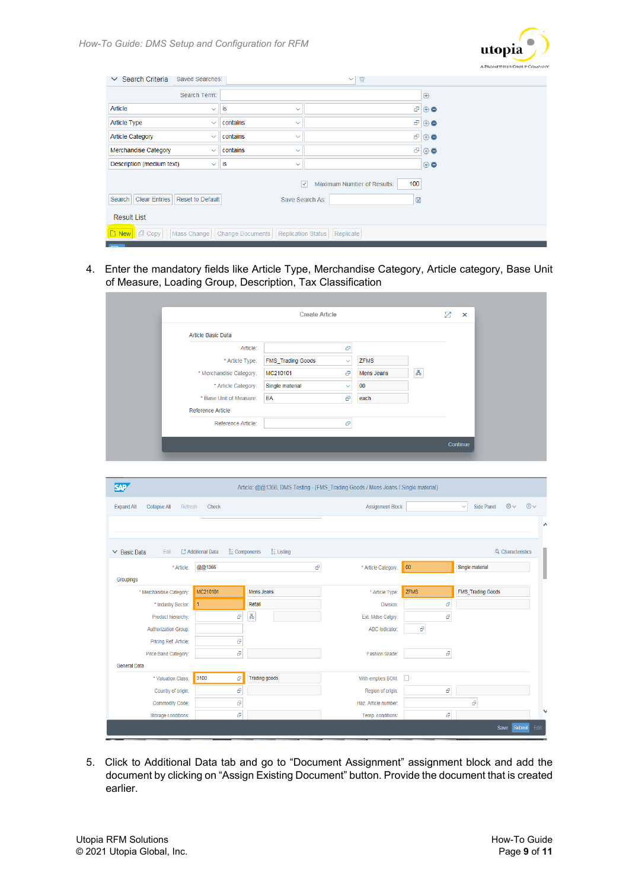4. Enter the mandatory fields like Article Type, Merchandise Category, Article category, Base Unit of Measure, Loading Group, Description, Tax Classification

5. Click to Additional Data tab and go to "Document Assignment" assignment block and add the document by clicking on "Assign Existing Document" button. Provide the document that is created earlier.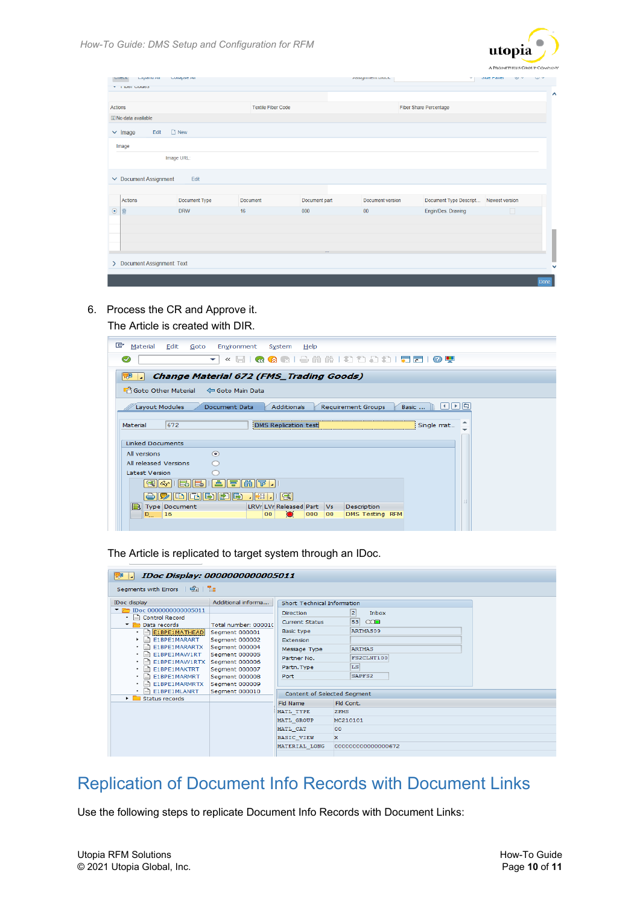6. Process the CR and Approve it.

   The Article is created with DIR.

   The Article is replicated to target system through an IDoc.

## Replication of Document Info Records with Document Links

Use the following steps to replicate Document Info Records with Document Links: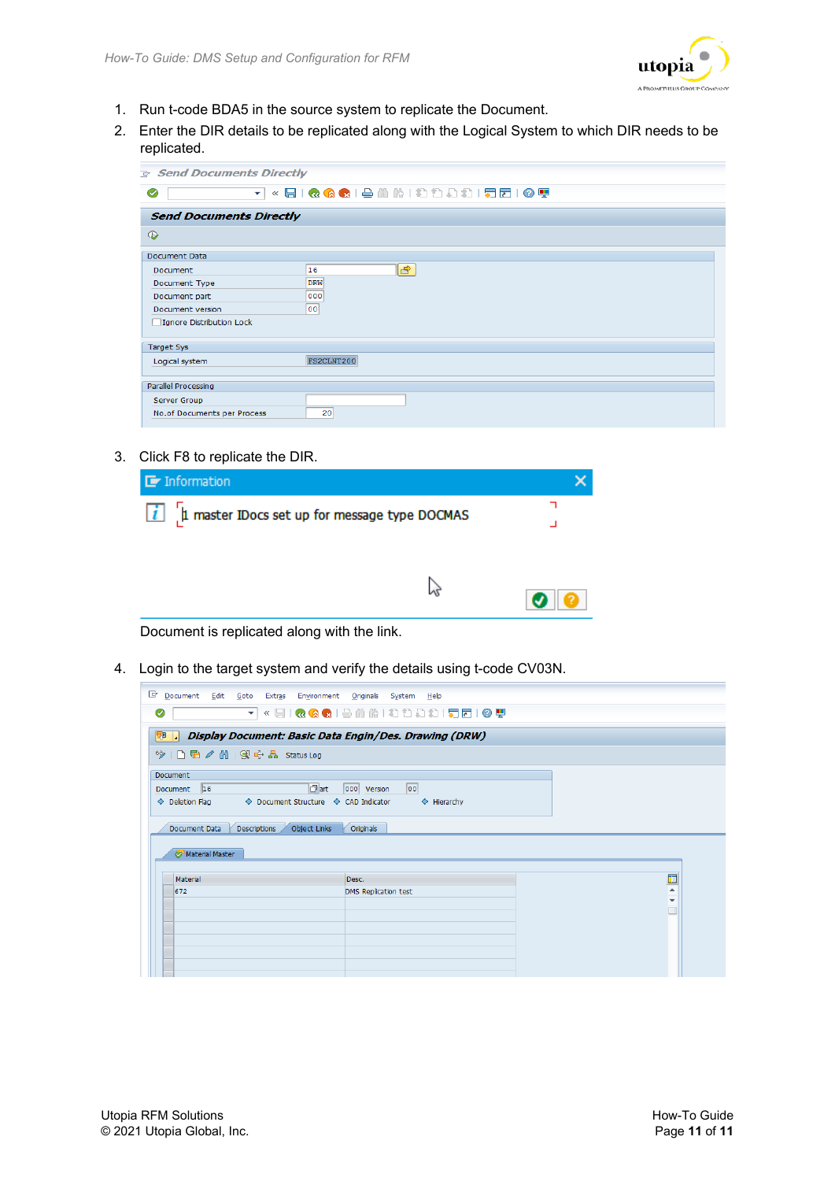1. Run t-code BDA5 in the source system to replicate the Document.
2. Enter the DIR details to be replicated along with the Logical System to which DIR needs to be replicated.

Send Documents Directly

Send Documents Directly

Document Data

Document 16
Document Type DRW
Document part 000
Document version 00
Ignore Distribution Lock

Target Sys
Logical system FS2CLNT200

Parallel Processing
Server Group
No.of Documents per Process 20

3. Click F8 to replicate the DIR.

Information

1 master IDocs set up for message type DOCMAS

Document is replicated along with the link.

4. Login to the target system and verify the details using t-code CV03N.

Document Edit Goto Extras Environment Originals System Help

Display Document: Basic Data Engin/Des. Drawing (DRW)

Status Log

Document
Document 16 Part 000 Version 00
Deletion Flag Document Structure CAD Indicator Hierarchy

Document Data Descriptions Object Links Originals

Material Master

| Material | Desc. |
| --- | --- |
| 672 | DMS Replication test |